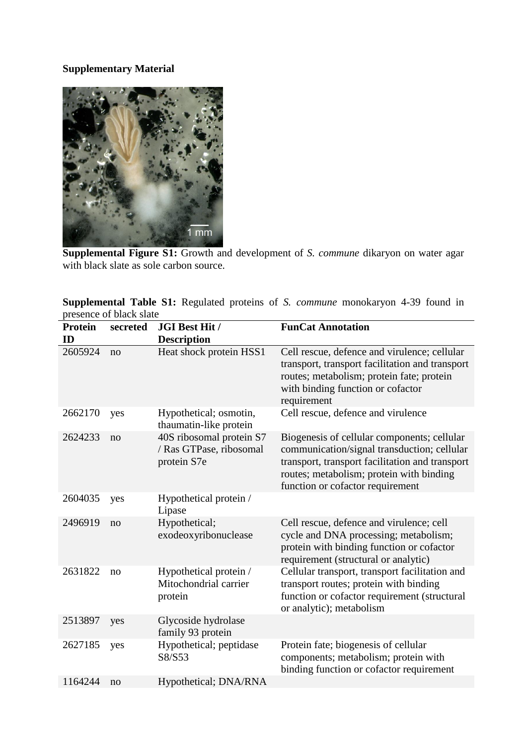**Supplementary Material**

**Supplemental Figure S1:** Growth and development of *S. commune* dikaryon on water agar with black slate as sole carbon source.

**Supplemental Table S1:** Regulated proteins of *S. commune* monokaryon 4-39 found in presence of black slate

| Protein ID | secreted | JGI Best Hit / Description | FunCat Annotation |
|---|---|---|---|
| 2605924 | no | Heat shock protein HSS1 | Cell rescue, defence and virulence; cellular transport, transport facilitation and transport routes; metabolism; protein fate; protein with binding function or cofactor requirement |
| 2662170 | yes | Hypothetical; osmotin, thaumatin-like protein | Cell rescue, defence and virulence |
| 2624233 | no | 40S ribosomal protein S7 / Ras GTPase, ribosomal protein S7e | Biogenesis of cellular components; cellular communication/signal transduction; cellular transport, transport facilitation and transport routes; metabolism; protein with binding function or cofactor requirement |
| 2604035 | yes | Hypothetical protein / Lipase | |
| 2496919 | no | Hypothetical; exodeoxyribonuclease | Cell rescue, defence and virulence; cell cycle and DNA processing; metabolism; protein with binding function or cofactor requirement (structural or analytic) |
| 2631822 | no | Hypothetical protein / Mitochondrial carrier protein | Cellular transport, transport facilitation and transport routes; protein with binding function or cofactor requirement (structural or analytic); metabolism |
| 2513897 | yes | Glycoside hydrolase family 93 protein | |
| 2627185 | yes | Hypothetical; peptidase S8/S53 | Protein fate; biogenesis of cellular components; metabolism; protein with binding function or cofactor requirement |
| 1164244 | no | Hypothetical; DNA/RNA | |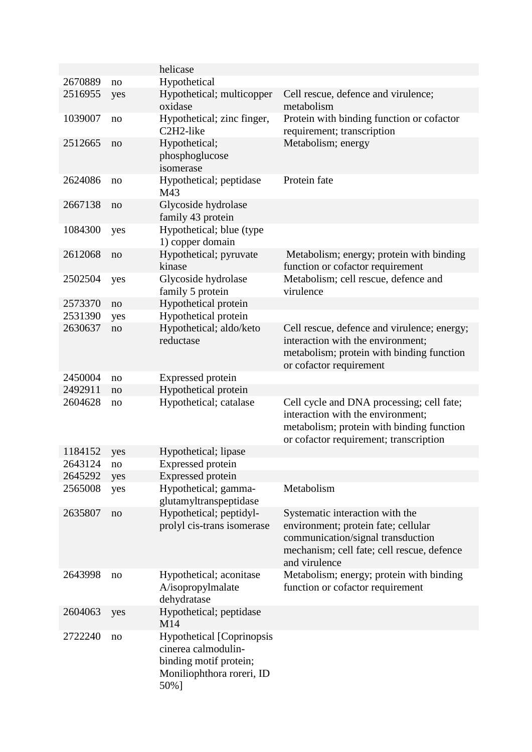| | | | |
|---|---|---|---|
| | | helicase | |
| 2670889 | no | Hypothetical | |
| 2516955 | yes | Hypothetical; multicopper oxidase | Cell rescue, defence and virulence; metabolism |
| 1039007 | no | Hypothetical; zinc finger, C2H2-like | Protein with binding function or cofactor requirement; transcription |
| 2512665 | no | Hypothetical; phosphoglucose isomerase | Metabolism; energy |
| 2624086 | no | Hypothetical; peptidase M43 | Protein fate |
| 2667138 | no | Glycoside hydrolase family 43 protein | |
| 1084300 | yes | Hypothetical; blue (type 1) copper domain | |
| 2612068 | no | Hypothetical; pyruvate kinase | Metabolism; energy; protein with binding function or cofactor requirement |
| 2502504 | yes | Glycoside hydrolase family 5 protein | Metabolism; cell rescue, defence and virulence |
| 2573370 | no | Hypothetical protein | |
| 2531390 | yes | Hypothetical protein | |
| 2630637 | no | Hypothetical; aldo/keto reductase | Cell rescue, defence and virulence; energy; interaction with the environment; metabolism; protein with binding function or cofactor requirement |
| 2450004 | no | Expressed protein | |
| 2492911 | no | Hypothetical protein | |
| 2604628 | no | Hypothetical; catalase | Cell cycle and DNA processing; cell fate; interaction with the environment; metabolism; protein with binding function or cofactor requirement; transcription |
| 1184152 | yes | Hypothetical; lipase | |
| 2643124 | no | Expressed protein | |
| 2645292 | yes | Expressed protein | |
| 2565008 | yes | Hypothetical; gamma-glutamyltranspeptidase | Metabolism |
| 2635807 | no | Hypothetical; peptidyl-prolyl cis-trans isomerase | Systematic interaction with the environment; protein fate; cellular communication/signal transduction mechanism; cell fate; cell rescue, defence and virulence |
| 2643998 | no | Hypothetical; aconitase A/isopropylmalate dehydratase | Metabolism; energy; protein with binding function or cofactor requirement |
| 2604063 | yes | Hypothetical; peptidase M14 | |
| 2722240 | no | Hypothetical [Coprinopsis cinerea calmodulin-binding motif protein; Moniliophthora roreri, ID 50%] | |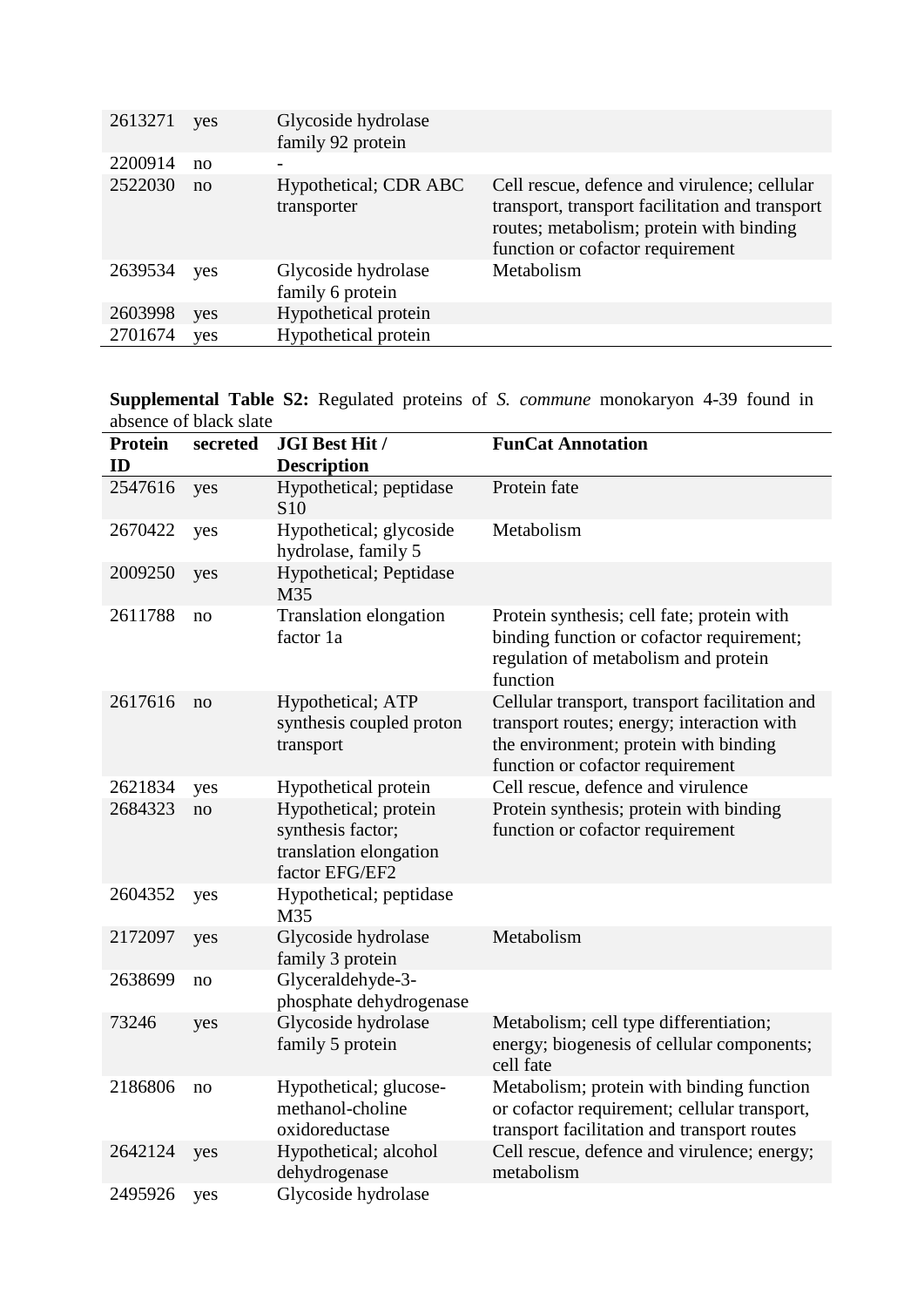| | | | |
|---|---|---|---|
| 2613271 | yes | Glycoside hydrolase family 92 protein | |
| 2200914 | no | - | |
| 2522030 | no | Hypothetical; CDR ABC transporter | Cell rescue, defence and virulence; cellular transport, transport facilitation and transport routes; metabolism; protein with binding function or cofactor requirement |
| 2639534 | yes | Glycoside hydrolase family 6 protein | Metabolism |
| 2603998 | yes | Hypothetical protein | |
| 2701674 | yes | Hypothetical protein | |

**Supplemental Table S2:** Regulated proteins of *S. commune* monokaryon 4-39 found in absence of black slate

| Protein ID | secreted | JGI Best Hit / Description | FunCat Annotation |
|---|---|---|---|
| 2547616 | yes | Hypothetical; peptidase S10 | Protein fate |
| 2670422 | yes | Hypothetical; glycoside hydrolase, family 5 | Metabolism |
| 2009250 | yes | Hypothetical; Peptidase M35 | |
| 2611788 | no | Translation elongation factor 1a | Protein synthesis; cell fate; protein with binding function or cofactor requirement; regulation of metabolism and protein function |
| 2617616 | no | Hypothetical; ATP synthesis coupled proton transport | Cellular transport, transport facilitation and transport routes; energy; interaction with the environment; protein with binding function or cofactor requirement |
| 2621834 | yes | Hypothetical protein | Cell rescue, defence and virulence |
| 2684323 | no | Hypothetical; protein synthesis factor; translation elongation factor EFG/EF2 | Protein synthesis; protein with binding function or cofactor requirement |
| 2604352 | yes | Hypothetical; peptidase M35 | |
| 2172097 | yes | Glycoside hydrolase family 3 protein | Metabolism |
| 2638699 | no | Glyceraldehyde-3-phosphate dehydrogenase | |
| 73246 | yes | Glycoside hydrolase family 5 protein | Metabolism; cell type differentiation; energy; biogenesis of cellular components; cell fate |
| 2186806 | no | Hypothetical; glucose-methanol-choline oxidoreductase | Metabolism; protein with binding function or cofactor requirement; cellular transport, transport facilitation and transport routes |
| 2642124 | yes | Hypothetical; alcohol dehydrogenase | Cell rescue, defence and virulence; energy; metabolism |
| 2495926 | yes | Glycoside hydrolase | |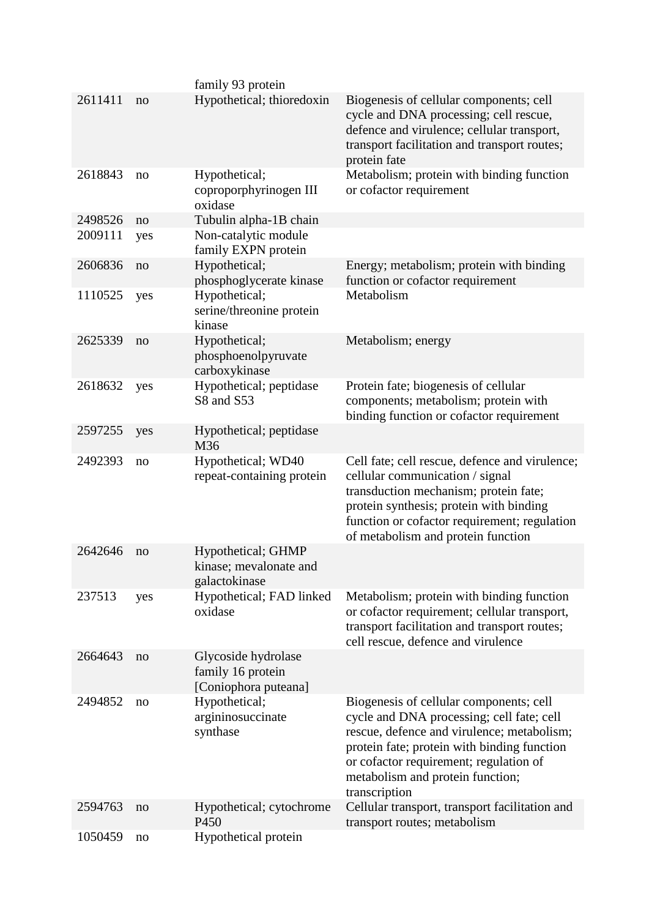| | | | |
|---|---|---|---|
| | | family 93 protein | |
| 2611411 | no | Hypothetical; thioredoxin | Biogenesis of cellular components; cell cycle and DNA processing; cell rescue, defence and virulence; cellular transport, transport facilitation and transport routes; protein fate |
| 2618843 | no | Hypothetical; coproporphyrinogen III oxidase | Metabolism; protein with binding function or cofactor requirement |
| 2498526 | no | Tubulin alpha-1B chain | |
| 2009111 | yes | Non-catalytic module family EXPN protein | |
| 2606836 | no | Hypothetical; phosphoglycerate kinase | Energy; metabolism; protein with binding function or cofactor requirement |
| 1110525 | yes | Hypothetical; serine/threonine protein kinase | Metabolism |
| 2625339 | no | Hypothetical; phosphoenolpyruvate carboxykinase | Metabolism; energy |
| 2618632 | yes | Hypothetical; peptidase S8 and S53 | Protein fate; biogenesis of cellular components; metabolism; protein with binding function or cofactor requirement |
| 2597255 | yes | Hypothetical; peptidase M36 | |
| 2492393 | no | Hypothetical; WD40 repeat-containing protein | Cell fate; cell rescue, defence and virulence; cellular communication / signal transduction mechanism; protein fate; protein synthesis; protein with binding function or cofactor requirement; regulation of metabolism and protein function |
| 2642646 | no | Hypothetical; GHMP kinase; mevalonate and galactokinase | |
| 237513 | yes | Hypothetical; FAD linked oxidase | Metabolism; protein with binding function or cofactor requirement; cellular transport, transport facilitation and transport routes; cell rescue, defence and virulence |
| 2664643 | no | Glycoside hydrolase family 16 protein [Coniophora puteana] | |
| 2494852 | no | Hypothetical; argininosuccinate synthase | Biogenesis of cellular components; cell cycle and DNA processing; cell fate; cell rescue, defence and virulence; metabolism; protein fate; protein with binding function or cofactor requirement; regulation of metabolism and protein function; transcription |
| 2594763 | no | Hypothetical; cytochrome P450 | Cellular transport, transport facilitation and transport routes; metabolism |
| 1050459 | no | Hypothetical protein | |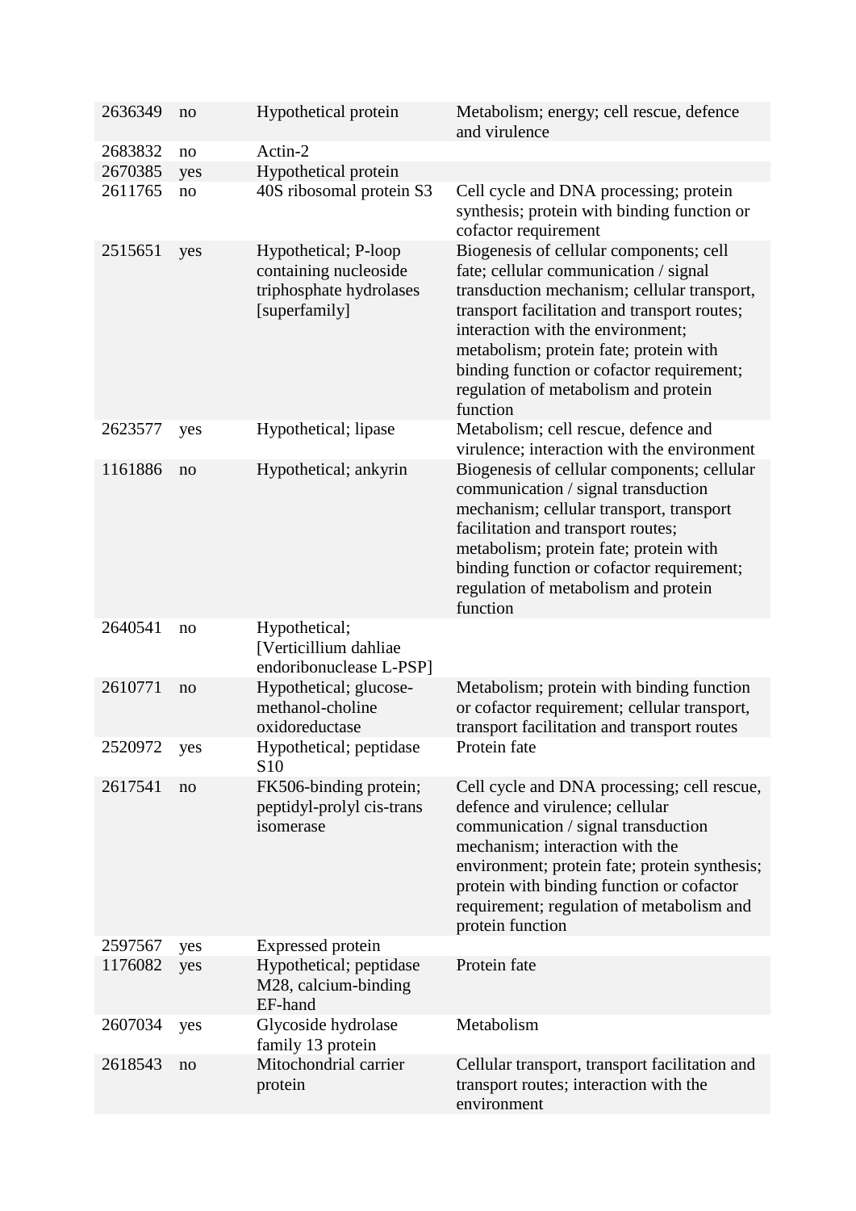| | | | |
|---|---|---|---|
| 2636349 | no | Hypothetical protein | Metabolism; energy; cell rescue, defence and virulence |
| 2683832 | no | Actin-2 | |
| 2670385 | yes | Hypothetical protein | |
| 2611765 | no | 40S ribosomal protein S3 | Cell cycle and DNA processing; protein synthesis; protein with binding function or cofactor requirement |
| 2515651 | yes | Hypothetical; P-loop containing nucleoside triphosphate hydrolases [superfamily] | Biogenesis of cellular components; cell fate; cellular communication / signal transduction mechanism; cellular transport, transport facilitation and transport routes; interaction with the environment; metabolism; protein fate; protein with binding function or cofactor requirement; regulation of metabolism and protein function |
| 2623577 | yes | Hypothetical; lipase | Metabolism; cell rescue, defence and virulence; interaction with the environment |
| 1161886 | no | Hypothetical; ankyrin | Biogenesis of cellular components; cellular communication / signal transduction mechanism; cellular transport, transport facilitation and transport routes; metabolism; protein fate; protein with binding function or cofactor requirement; regulation of metabolism and protein function |
| 2640541 | no | Hypothetical; [Verticillium dahliae endoribonuclease L-PSP] | |
| 2610771 | no | Hypothetical; glucose-methanol-choline oxidoreductase | Metabolism; protein with binding function or cofactor requirement; cellular transport, transport facilitation and transport routes |
| 2520972 | yes | Hypothetical; peptidase S10 | Protein fate |
| 2617541 | no | FK506-binding protein; peptidyl-prolyl cis-trans isomerase | Cell cycle and DNA processing; cell rescue, defence and virulence; cellular communication / signal transduction mechanism; interaction with the environment; protein fate; protein synthesis; protein with binding function or cofactor requirement; regulation of metabolism and protein function |
| 2597567 | yes | Expressed protein | |
| 1176082 | yes | Hypothetical; peptidase M28, calcium-binding EF-hand | Protein fate |
| 2607034 | yes | Glycoside hydrolase family 13 protein | Metabolism |
| 2618543 | no | Mitochondrial carrier protein | Cellular transport, transport facilitation and transport routes; interaction with the environment |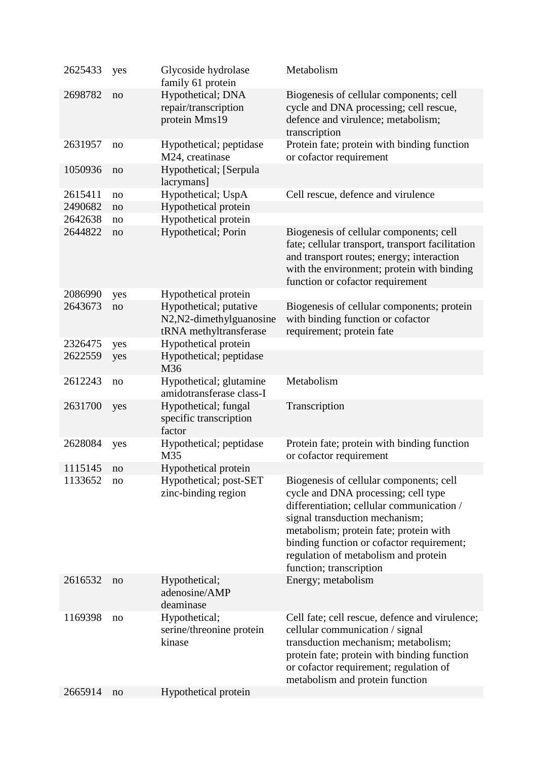| | | | |
|---|---|---|---|
| 2625433 | yes | Glycoside hydrolase family 61 protein | Metabolism |
| 2698782 | no | Hypothetical; DNA repair/transcription protein Mms19 | Biogenesis of cellular components; cell cycle and DNA processing; cell rescue, defence and virulence; metabolism; transcription |
| 2631957 | no | Hypothetical; peptidase M24, creatinase | Protein fate; protein with binding function or cofactor requirement |
| 1050936 | no | Hypothetical; [Serpula lacrymans] | |
| 2615411 | no | Hypothetical; UspA | Cell rescue, defence and virulence |
| 2490682 | no | Hypothetical protein | |
| 2642638 | no | Hypothetical protein | |
| 2644822 | no | Hypothetical; Porin | Biogenesis of cellular components; cell fate; cellular transport, transport facilitation and transport routes; energy; interaction with the environment; protein with binding function or cofactor requirement |
| 2086990 | yes | Hypothetical protein | |
| 2643673 | no | Hypothetical; putative N2,N2-dimethylguanosine tRNA methyltransferase | Biogenesis of cellular components; protein with binding function or cofactor requirement; protein fate |
| 2326475 | yes | Hypothetical protein | |
| 2622559 | yes | Hypothetical; peptidase M36 | |
| 2612243 | no | Hypothetical; glutamine amidotransferase class-I | Metabolism |
| 2631700 | yes | Hypothetical; fungal specific transcription factor | Transcription |
| 2628084 | yes | Hypothetical; peptidase M35 | Protein fate; protein with binding function or cofactor requirement |
| 1115145 | no | Hypothetical protein | |
| 1133652 | no | Hypothetical; post-SET zinc-binding region | Biogenesis of cellular components; cell cycle and DNA processing; cell type differentiation; cellular communication / signal transduction mechanism; metabolism; protein fate; protein with binding function or cofactor requirement; regulation of metabolism and protein function; transcription |
| 2616532 | no | Hypothetical; adenosine/AMP deaminase | Energy; metabolism |
| 1169398 | no | Hypothetical; serine/threonine protein kinase | Cell fate; cell rescue, defence and virulence; cellular communication / signal transduction mechanism; metabolism; protein fate; protein with binding function or cofactor requirement; regulation of metabolism and protein function |
| 2665914 | no | Hypothetical protein | |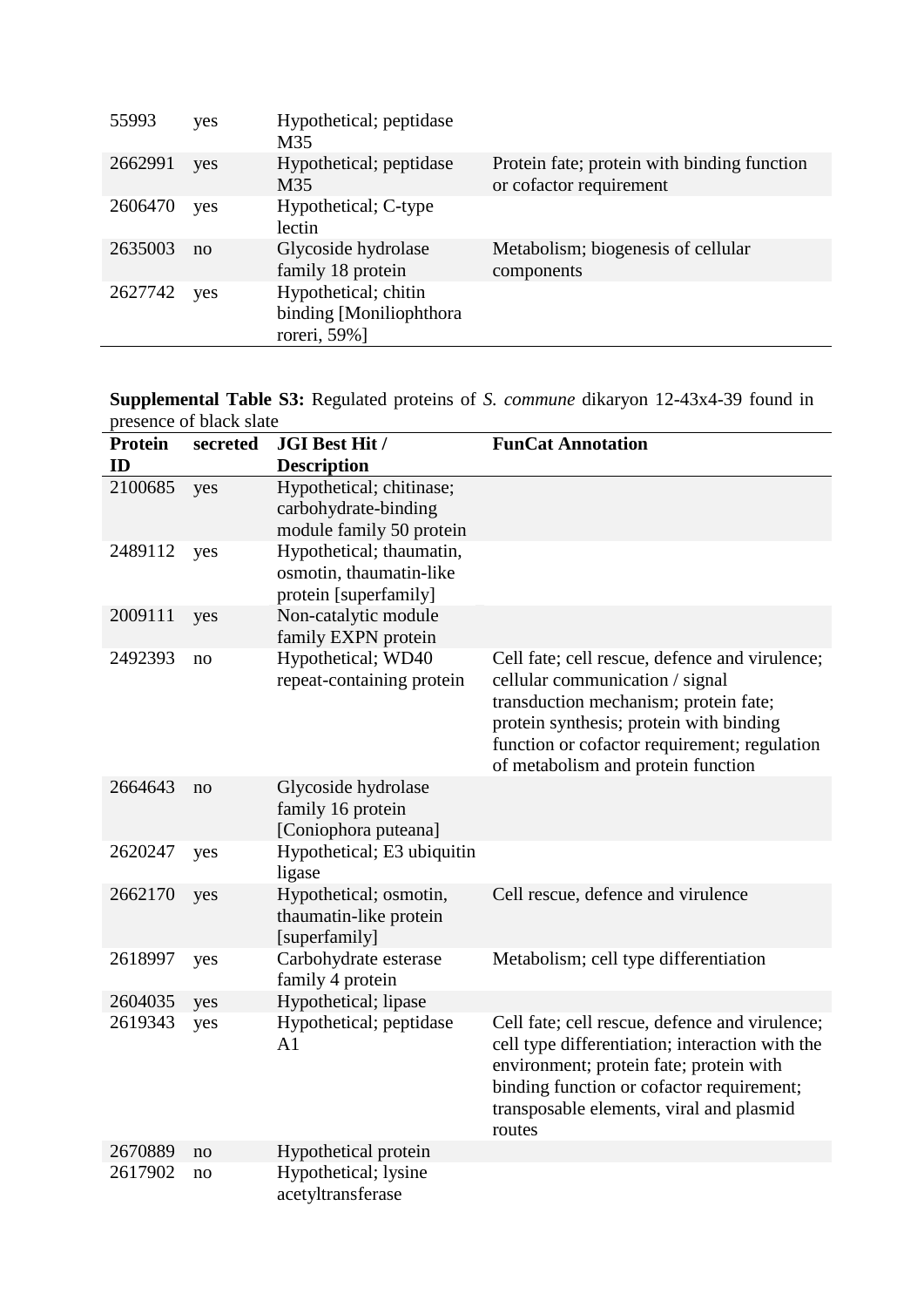| | | | |
|---|---|---|---|
| 55993 | yes | Hypothetical; peptidase M35 | |
| 2662991 | yes | Hypothetical; peptidase M35 | Protein fate; protein with binding function or cofactor requirement |
| 2606470 | yes | Hypothetical; C-type lectin | |
| 2635003 | no | Glycoside hydrolase family 18 protein | Metabolism; biogenesis of cellular components |
| 2627742 | yes | Hypothetical; chitin binding [Moniliophthora roreri, 59%] | |

**Supplemental Table S3:** Regulated proteins of *S. commune* dikaryon 12-43x4-39 found in presence of black slate

| Protein ID | secreted | JGI Best Hit / Description | FunCat Annotation |
|---|---|---|---|
| 2100685 | yes | Hypothetical; chitinase; carbohydrate-binding module family 50 protein | |
| 2489112 | yes | Hypothetical; thaumatin, osmotin, thaumatin-like protein [superfamily] | |
| 2009111 | yes | Non-catalytic module family EXPN protein | |
| 2492393 | no | Hypothetical; WD40 repeat-containing protein | Cell fate; cell rescue, defence and virulence; cellular communication / signal transduction mechanism; protein fate; protein synthesis; protein with binding function or cofactor requirement; regulation of metabolism and protein function |
| 2664643 | no | Glycoside hydrolase family 16 protein [Coniophora puteana] | |
| 2620247 | yes | Hypothetical; E3 ubiquitin ligase | |
| 2662170 | yes | Hypothetical; osmotin, thaumatin-like protein [superfamily] | Cell rescue, defence and virulence |
| 2618997 | yes | Carbohydrate esterase family 4 protein | Metabolism; cell type differentiation |
| 2604035 | yes | Hypothetical; lipase | |
| 2619343 | yes | Hypothetical; peptidase A1 | Cell fate; cell rescue, defence and virulence; cell type differentiation; interaction with the environment; protein fate; protein with binding function or cofactor requirement; transposable elements, viral and plasmid routes |
| 2670889 | no | Hypothetical protein | |
| 2617902 | no | Hypothetical; lysine acetyltransferase | |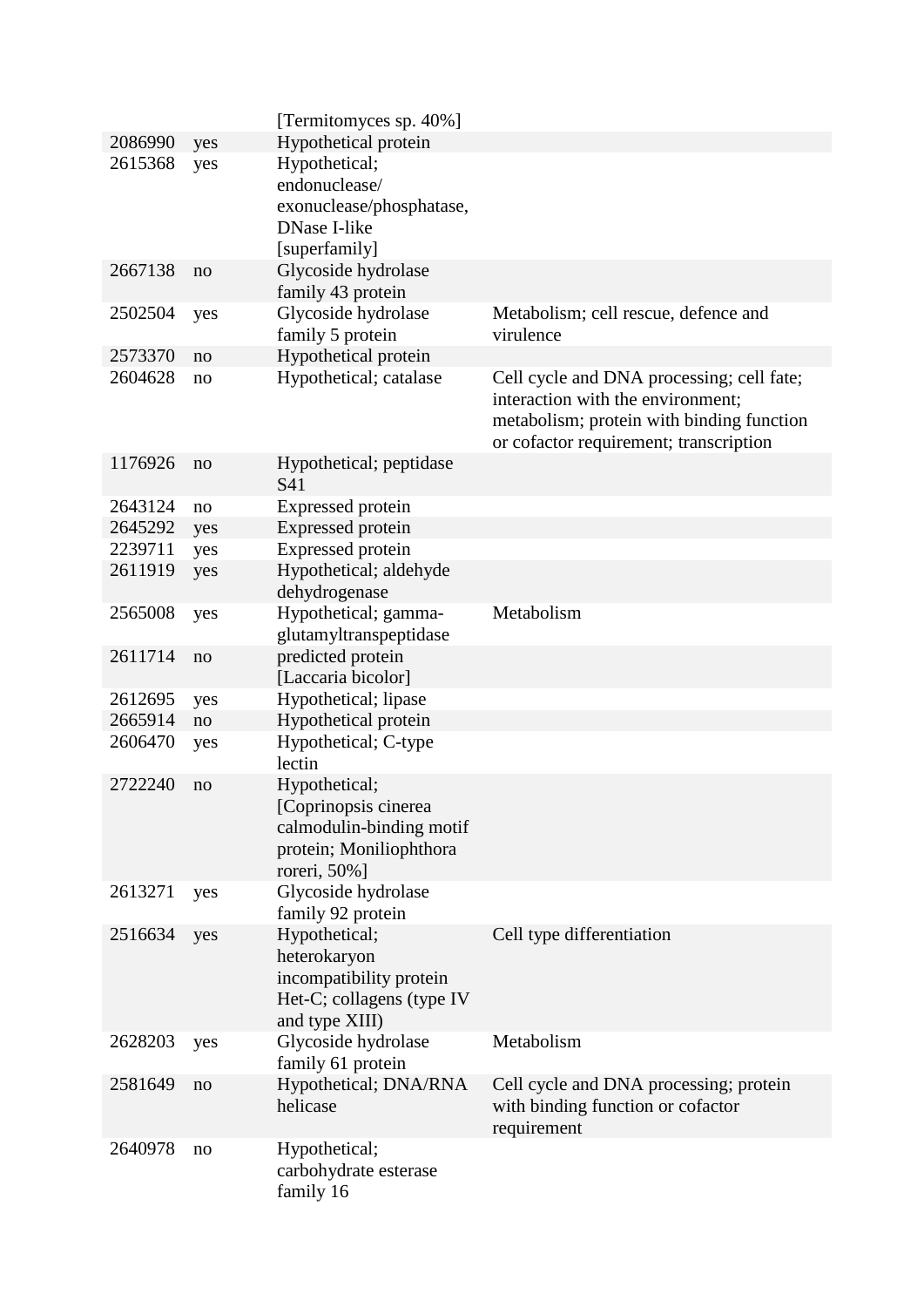| | | | |
|---|---|---|---|
| | | [Termitomyces sp. 40%] | |
| 2086990 | yes | Hypothetical protein | |
| 2615368 | yes | Hypothetical; endonuclease/ exonuclease/phosphatase, DNase I-like [superfamily] | |
| 2667138 | no | Glycoside hydrolase family 43 protein | |
| 2502504 | yes | Glycoside hydrolase family 5 protein | Metabolism; cell rescue, defence and virulence |
| 2573370 | no | Hypothetical protein | |
| 2604628 | no | Hypothetical; catalase | Cell cycle and DNA processing; cell fate; interaction with the environment; metabolism; protein with binding function or cofactor requirement; transcription |
| 1176926 | no | Hypothetical; peptidase S41 | |
| 2643124 | no | Expressed protein | |
| 2645292 | yes | Expressed protein | |
| 2239711 | yes | Expressed protein | |
| 2611919 | yes | Hypothetical; aldehyde dehydrogenase | |
| 2565008 | yes | Hypothetical; gamma-glutamyltranspeptidase | Metabolism |
| 2611714 | no | predicted protein [Laccaria bicolor] | |
| 2612695 | yes | Hypothetical; lipase | |
| 2665914 | no | Hypothetical protein | |
| 2606470 | yes | Hypothetical; C-type lectin | |
| 2722240 | no | Hypothetical; [Coprinopsis cinerea calmodulin-binding motif protein; Moniliophthora roreri, 50%] | |
| 2613271 | yes | Glycoside hydrolase family 92 protein | |
| 2516634 | yes | Hypothetical; heterokaryon incompatibility protein Het-C; collagens (type IV and type XIII) | Cell type differentiation |
| 2628203 | yes | Glycoside hydrolase family 61 protein | Metabolism |
| 2581649 | no | Hypothetical; DNA/RNA helicase | Cell cycle and DNA processing; protein with binding function or cofactor requirement |
| 2640978 | no | Hypothetical; carbohydrate esterase family 16 | |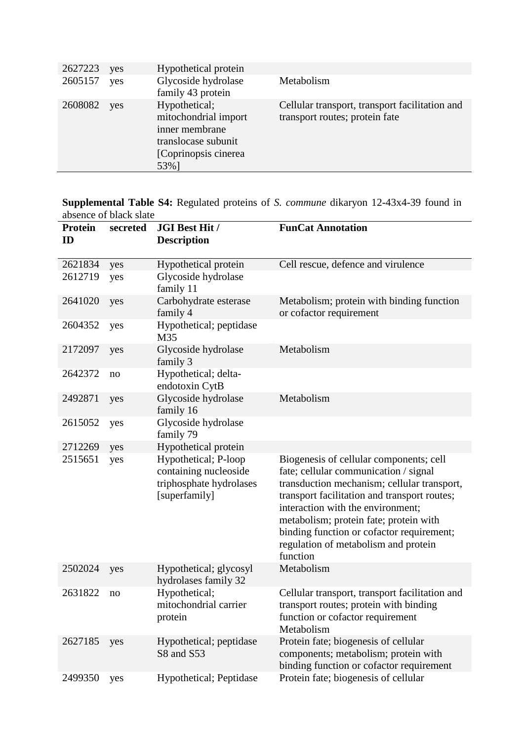| | | | |
|---|---|---|---|
| 2627223 | yes | Hypothetical protein | |
| 2605157 | yes | Glycoside hydrolase family 43 protein | Metabolism |
| 2608082 | yes | Hypothetical; mitochondrial import inner membrane translocase subunit [Coprinopsis cinerea 53%] | Cellular transport, transport facilitation and transport routes; protein fate |

**Supplemental Table S4:** Regulated proteins of *S. commune* dikaryon 12-43x4-39 found in absence of black slate

| Protein ID | secreted | JGI Best Hit / Description | FunCat Annotation |
|---|---|---|---|
| 2621834 | yes | Hypothetical protein | Cell rescue, defence and virulence |
| 2612719 | yes | Glycoside hydrolase family 11 | |
| 2641020 | yes | Carbohydrate esterase family 4 | Metabolism; protein with binding function or cofactor requirement |
| 2604352 | yes | Hypothetical; peptidase M35 | |
| 2172097 | yes | Glycoside hydrolase family 3 | Metabolism |
| 2642372 | no | Hypothetical; delta-endotoxin CytB | |
| 2492871 | yes | Glycoside hydrolase family 16 | Metabolism |
| 2615052 | yes | Glycoside hydrolase family 79 | |
| 2712269 | yes | Hypothetical protein | |
| 2515651 | yes | Hypothetical; P-loop containing nucleoside triphosphate hydrolases [superfamily] | Biogenesis of cellular components; cell fate; cellular communication / signal transduction mechanism; cellular transport, transport facilitation and transport routes; interaction with the environment; metabolism; protein fate; protein with binding function or cofactor requirement; regulation of metabolism and protein function |
| 2502024 | yes | Hypothetical; glycosyl hydrolases family 32 | Metabolism |
| 2631822 | no | Hypothetical; mitochondrial carrier protein | Cellular transport, transport facilitation and transport routes; protein with binding function or cofactor requirement Metabolism |
| 2627185 | yes | Hypothetical; peptidase S8 and S53 | Protein fate; biogenesis of cellular components; metabolism; protein with binding function or cofactor requirement |
| 2499350 | yes | Hypothetical; Peptidase | Protein fate; biogenesis of cellular |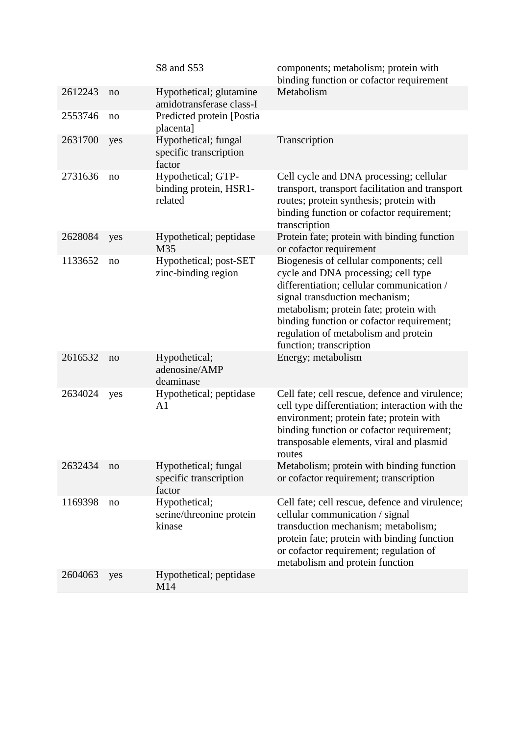| | | | |
|---|---|---|---|
| | | S8 and S53 | components; metabolism; protein with binding function or cofactor requirement |
| 2612243 | no | Hypothetical; glutamine amidotransferase class-I | Metabolism |
| 2553746 | no | Predicted protein [Postia placenta] | |
| 2631700 | yes | Hypothetical; fungal specific transcription factor | Transcription |
| 2731636 | no | Hypothetical; GTP-binding protein, HSR1-related | Cell cycle and DNA processing; cellular transport, transport facilitation and transport routes; protein synthesis; protein with binding function or cofactor requirement; transcription |
| 2628084 | yes | Hypothetical; peptidase M35 | Protein fate; protein with binding function or cofactor requirement |
| 1133652 | no | Hypothetical; post-SET zinc-binding region | Biogenesis of cellular components; cell cycle and DNA processing; cell type differentiation; cellular communication / signal transduction mechanism; metabolism; protein fate; protein with binding function or cofactor requirement; regulation of metabolism and protein function; transcription |
| 2616532 | no | Hypothetical; adenosine/AMP deaminase | Energy; metabolism |
| 2634024 | yes | Hypothetical; peptidase A1 | Cell fate; cell rescue, defence and virulence; cell type differentiation; interaction with the environment; protein fate; protein with binding function or cofactor requirement; transposable elements, viral and plasmid routes |
| 2632434 | no | Hypothetical; fungal specific transcription factor | Metabolism; protein with binding function or cofactor requirement; transcription |
| 1169398 | no | Hypothetical; serine/threonine protein kinase | Cell fate; cell rescue, defence and virulence; cellular communication / signal transduction mechanism; metabolism; protein fate; protein with binding function or cofactor requirement; regulation of metabolism and protein function |
| 2604063 | yes | Hypothetical; peptidase M14 | |